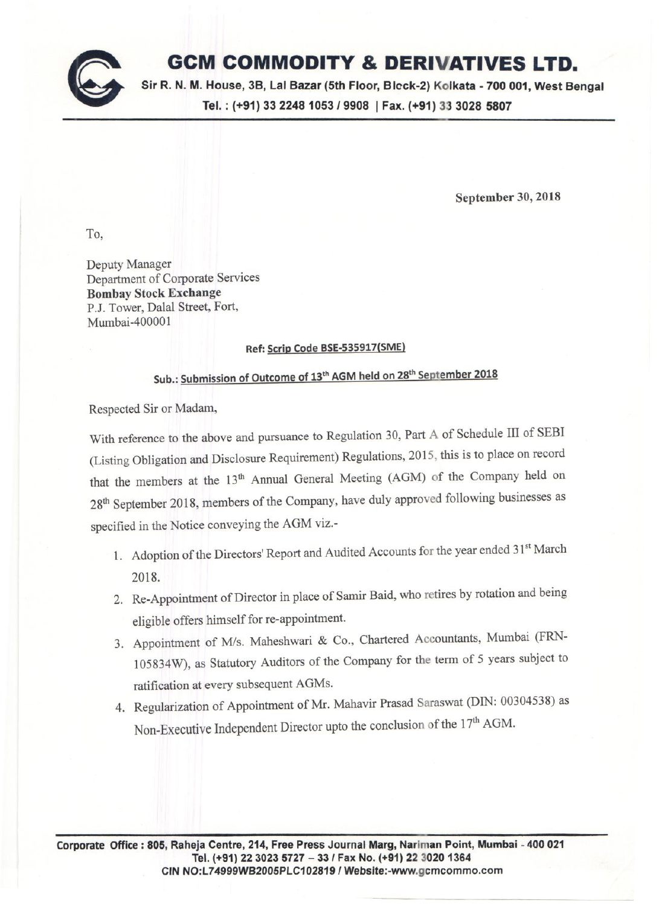# GCM COMMODITY & DERIVATIVES LTD.

Sir R. N. M. House, 3B, Lal Bazar (5th Floor, Block-2) Kolkata - 700 001, West Bengal
Tel. : (+91) 33 2248 1053 / 9908 | Fax. (+91) 33 3028 5807

September 30, 2018

To,

Deputy Manager
Department of Corporate Services
**Bombay Stock Exchange**
P.J. Tower, Dalal Street, Fort,
Mumbai-400001

**Ref: Scrip Code BSE-535917(SME)**

**Sub.: Submission of Outcome of 13th AGM held on 28th September 2018**

Respected Sir or Madam,

With reference to the above and pursuance to Regulation 30, Part A of Schedule III of SEBI (Listing Obligation and Disclosure Requirement) Regulations, 2015, this is to place on record that the members at the 13th Annual General Meeting (AGM) of the Company held on 28th September 2018, members of the Company, have duly approved following businesses as specified in the Notice conveying the AGM viz.-

1. Adoption of the Directors' Report and Audited Accounts for the year ended 31st March 2018.
2. Re-Appointment of Director in place of Samir Baid, who retires by rotation and being eligible offers himself for re-appointment.
3. Appointment of M/s. Maheshwari & Co., Chartered Accountants, Mumbai (FRN-105834W), as Statutory Auditors of the Company for the term of 5 years subject to ratification at every subsequent AGMs.
4. Regularization of Appointment of Mr. Mahavir Prasad Saraswat (DIN: 00304538) as Non-Executive Independent Director upto the conclusion of the 17th AGM.

Corporate Office : 805, Raheja Centre, 214, Free Press Journal Marg, Nariman Point, Mumbai - 400 021
Tel. (+91) 22 3023 5727 – 33 / Fax No. (+91) 22 3020 1364
CIN NO:L74999WB2005PLC102819 / Website:-www.gcmcommo.com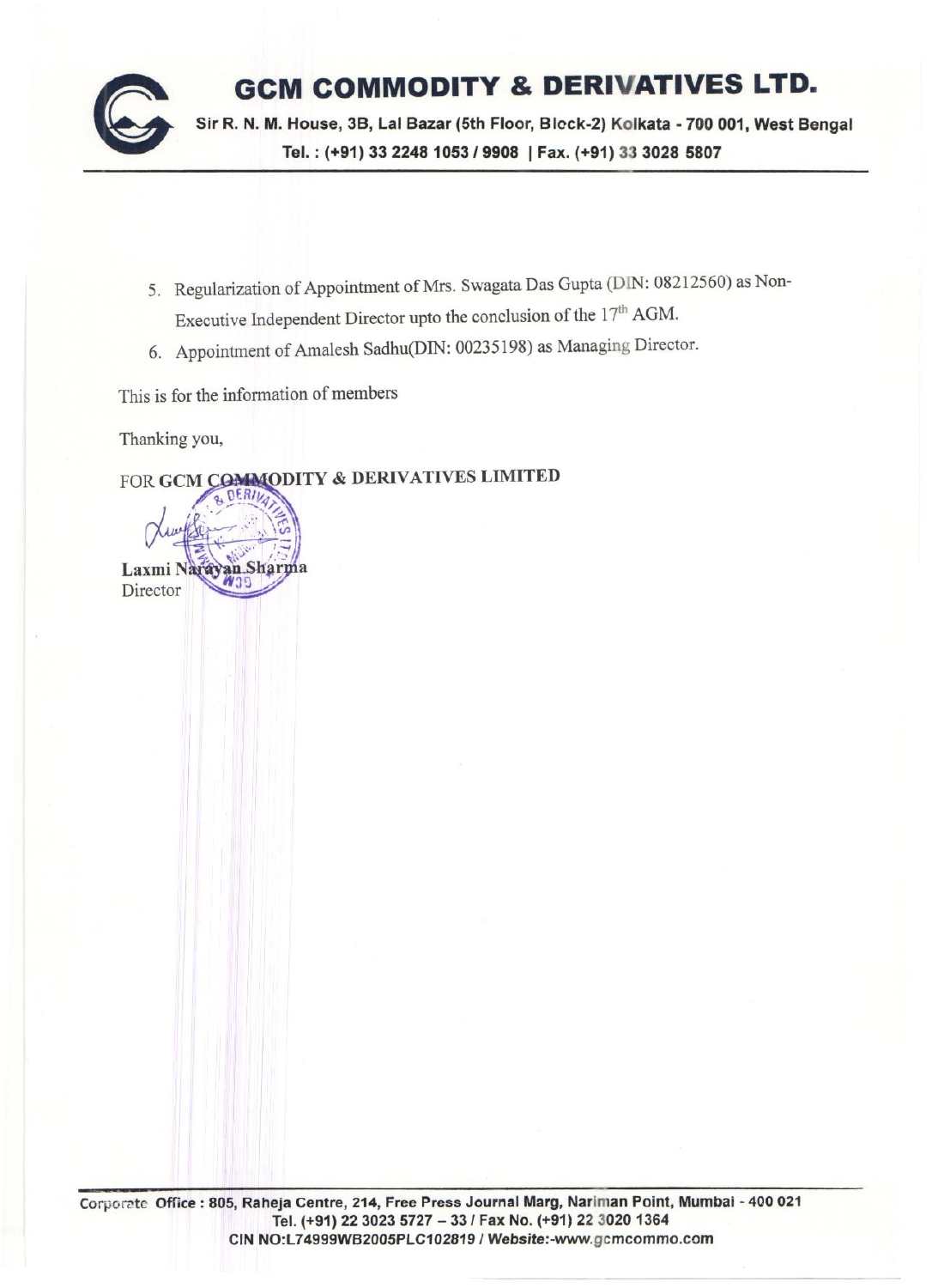5. Regularization of Appointment of Mrs. Swagata Das Gupta (DIN: 08212560) as Non-Executive Independent Director upto the conclusion of the 17th AGM.
6. Appointment of Amalesh Sadhu(DIN: 00235198) as Managing Director.

This is for the information of members

Thanking you,

FOR **GCM COMMODITY & DERIVATIVES LIMITED**

**Laxmi Narayan Sharma**
Director